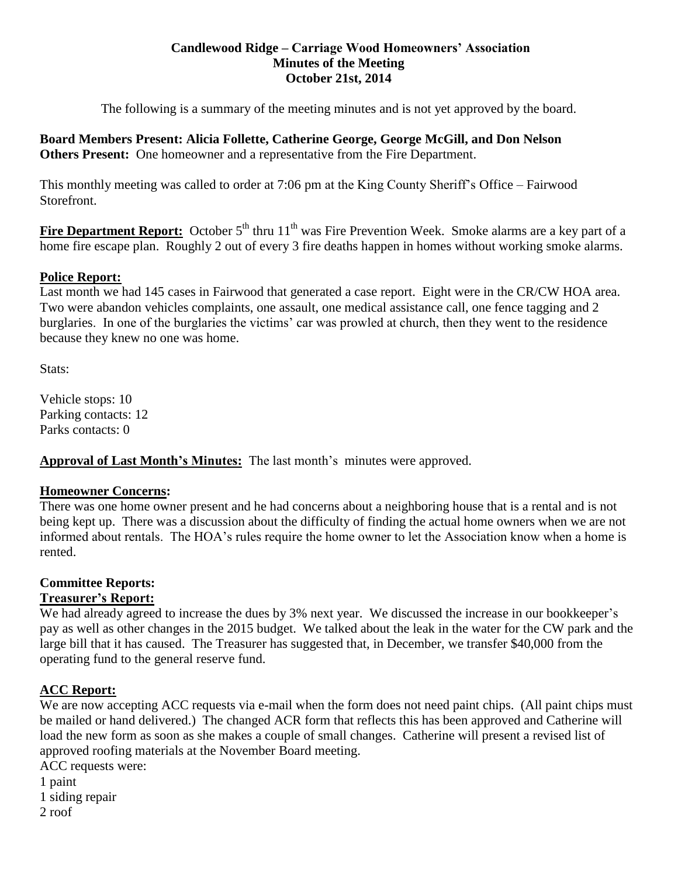**Candlewood Ridge – Carriage Wood Homeowners' Association**
**Minutes of the Meeting**
**October 21st, 2014**

The following is a summary of the meeting minutes and is not yet approved by the board.

**Board Members Present: Alicia Follette, Catherine George, George McGill, and Don Nelson**
**Others Present:** One homeowner and a representative from the Fire Department.

This monthly meeting was called to order at 7:06 pm at the King County Sheriff's Office – Fairwood Storefront.

**Fire Department Report:** October 5th thru 11th was Fire Prevention Week. Smoke alarms are a key part of a home fire escape plan. Roughly 2 out of every 3 fire deaths happen in homes without working smoke alarms.

**Police Report:**
Last month we had 145 cases in Fairwood that generated a case report. Eight were in the CR/CW HOA area. Two were abandon vehicles complaints, one assault, one medical assistance call, one fence tagging and 2 burglaries. In one of the burglaries the victims' car was prowled at church, then they went to the residence because they knew no one was home.

Stats:

Vehicle stops: 10
Parking contacts: 12
Parks contacts: 0

**Approval of Last Month's Minutes:** The last month's minutes were approved.

**Homeowner Concerns:**
There was one home owner present and he had concerns about a neighboring house that is a rental and is not being kept up. There was a discussion about the difficulty of finding the actual home owners when we are not informed about rentals. The HOA's rules require the home owner to let the Association know when a home is rented.

**Committee Reports:**
**Treasurer's Report:**
We had already agreed to increase the dues by 3% next year. We discussed the increase in our bookkeeper's pay as well as other changes in the 2015 budget. We talked about the leak in the water for the CW park and the large bill that it has caused. The Treasurer has suggested that, in December, we transfer $40,000 from the operating fund to the general reserve fund.

**ACC Report:**
We are now accepting ACC requests via e-mail when the form does not need paint chips. (All paint chips must be mailed or hand delivered.) The changed ACR form that reflects this has been approved and Catherine will load the new form as soon as she makes a couple of small changes. Catherine will present a revised list of approved roofing materials at the November Board meeting.
ACC requests were:
1 paint
1 siding repair
2 roof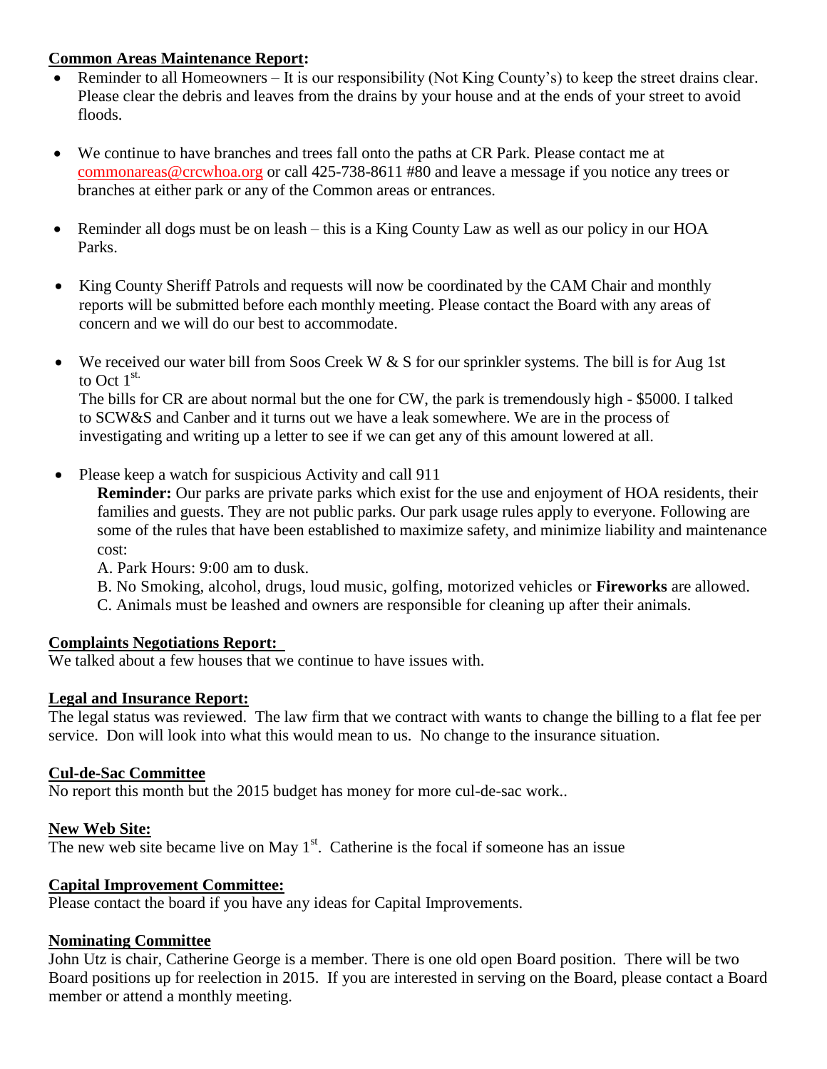**Common Areas Maintenance Report:**

- Reminder to all Homeowners – It is our responsibility (Not King County's) to keep the street drains clear. Please clear the debris and leaves from the drains by your house and at the ends of your street to avoid floods.
- We continue to have branches and trees fall onto the paths at CR Park. Please contact me at commonareas@crcwhoa.org or call 425-738-8611 #80 and leave a message if you notice any trees or branches at either park or any of the Common areas or entrances.
- Reminder all dogs must be on leash – this is a King County Law as well as our policy in our HOA Parks.
- King County Sheriff Patrols and requests will now be coordinated by the CAM Chair and monthly reports will be submitted before each monthly meeting. Please contact the Board with any areas of concern and we will do our best to accommodate.
- We received our water bill from Soos Creek W & S for our sprinkler systems. The bill is for Aug 1st to Oct 1st.
  The bills for CR are about normal but the one for CW, the park is tremendously high - $5000. I talked to SCW&S and Canber and it turns out we have a leak somewhere. We are in the process of investigating and writing up a letter to see if we can get any of this amount lowered at all.
- Please keep a watch for suspicious Activity and call 911
  **Reminder:** Our parks are private parks which exist for the use and enjoyment of HOA residents, their families and guests. They are not public parks. Our park usage rules apply to everyone. Following are some of the rules that have been established to maximize safety, and minimize liability and maintenance cost:
  A. Park Hours: 9:00 am to dusk.
  B. No Smoking, alcohol, drugs, loud music, golfing, motorized vehicles or **Fireworks** are allowed.
  C. Animals must be leashed and owners are responsible for cleaning up after their animals.

**Complaints Negotiations Report:**

We talked about a few houses that we continue to have issues with.

**Legal and Insurance Report:**

The legal status was reviewed. The law firm that we contract with wants to change the billing to a flat fee per service. Don will look into what this would mean to us. No change to the insurance situation.

**Cul-de-Sac Committee**

No report this month but the 2015 budget has money for more cul-de-sac work..

**New Web Site:**

The new web site became live on May 1st. Catherine is the focal if someone has an issue

**Capital Improvement Committee:**

Please contact the board if you have any ideas for Capital Improvements.

**Nominating Committee**

John Utz is chair, Catherine George is a member. There is one old open Board position. There will be two Board positions up for reelection in 2015. If you are interested in serving on the Board, please contact a Board member or attend a monthly meeting.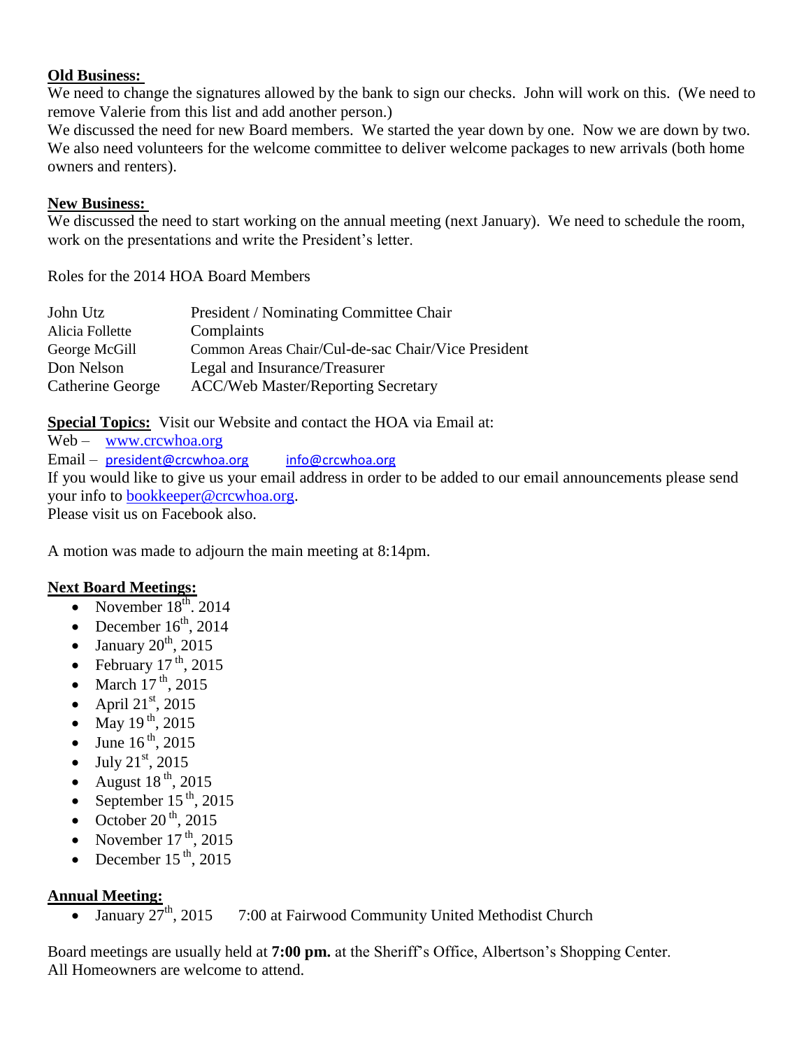**Old Business:**

We need to change the signatures allowed by the bank to sign our checks. John will work on this. (We need to remove Valerie from this list and add another person.)

We discussed the need for new Board members. We started the year down by one. Now we are down by two. We also need volunteers for the welcome committee to deliver welcome packages to new arrivals (both home owners and renters).

**New Business:**

We discussed the need to start working on the annual meeting (next January). We need to schedule the room, work on the presentations and write the President's letter.

Roles for the 2014 HOA Board Members

| | |
|---|---|
| John Utz | President / Nominating Committee Chair |
| Alicia Follette | Complaints |
| George McGill | Common Areas Chair/Cul-de-sac Chair/Vice President |
| Don Nelson | Legal and Insurance/Treasurer |
| Catherine George | ACC/Web Master/Reporting Secretary |

**Special Topics:** Visit our Website and contact the HOA via Email at:

Web – www.crcwhoa.org

Email – president@crcwhoa.org info@crcwhoa.org

If you would like to give us your email address in order to be added to our email announcements please send your info to bookkeeper@crcwhoa.org.

Please visit us on Facebook also.

A motion was made to adjourn the main meeting at 8:14pm.

**Next Board Meetings:**

- November 18th. 2014
- December 16th, 2014
- January 20th, 2015
- February 17th, 2015
- March 17th, 2015
- April 21st, 2015
- May 19th, 2015
- June 16th, 2015
- July 21st, 2015
- August 18th, 2015
- September 15th, 2015
- October 20th, 2015
- November 17th, 2015
- December 15th, 2015

**Annual Meeting:**

- January 27th, 2015 7:00 at Fairwood Community United Methodist Church

Board meetings are usually held at **7:00 pm.** at the Sheriff's Office, Albertson's Shopping Center.
All Homeowners are welcome to attend.